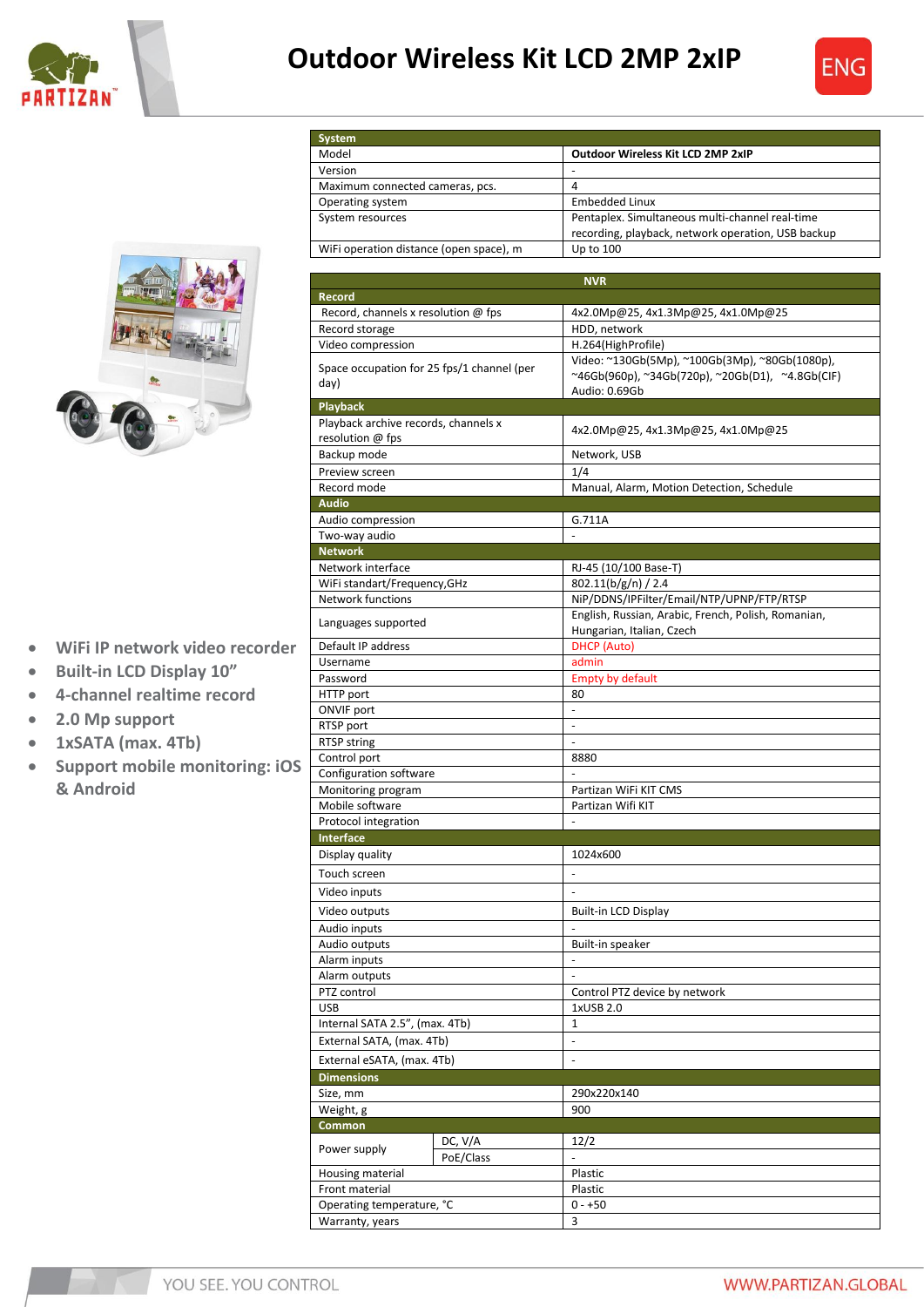# Outdoor Wireless Kit LCD 2MP 2xIP

ENG

- WiFi IP network video recorder
- Built-in LCD Display 10"
- 4-channel realtime record
- 2.0 Mp support
- 1xSATA (max. 4Tb)
- Support mobile monitoring: iOS & Android

| System | | |
|---|---|---|
| Model | | Outdoor Wireless Kit LCD 2MP 2xIP |
| Version | | - |
| Maximum connected cameras, pcs. | | 4 |
| Operating system | | Embedded Linux |
| System resources | | Pentaplex. Simultaneous multi-channel real-time recording, playback, network operation, USB backup |
| WiFi operation distance (open space), m | | Up to 100 |

| NVR | | |
|---|---|---|
| **Record** | | |
| Record, channels x resolution @ fps | | 4x2.0Mp@25, 4x1.3Mp@25, 4x1.0Mp@25 |
| Record storage | | HDD, network |
| Video compression | | H.264(HighProfile) |
| Space occupation for 25 fps/1 channel (per day) | | Video: ~130Gb(5Mp), ~100Gb(3Mp), ~80Gb(1080p), ~46Gb(960p), ~34Gb(720p), ~20Gb(D1), ~4.8Gb(CIF) Audio: 0.69Gb |
| **Playback** | | |
| Playback archive records, channels x resolution @ fps | | 4x2.0Mp@25, 4x1.3Mp@25, 4x1.0Mp@25 |
| Backup mode | | Network, USB |
| Preview screen | | 1/4 |
| Record mode | | Manual, Alarm, Motion Detection, Schedule |
| **Audio** | | |
| Audio compression | | G.711A |
| Two-way audio | | - |
| **Network** | | |
| Network interface | | RJ-45 (10/100 Base-T) |
| WiFi standart/Frequency,GHz | | 802.11(b/g/n) / 2.4 |
| Network functions | | NiP/DDNS/IPFilter/Email/NTP/UPNP/FTP/RTSP |
| Languages supported | | English, Russian, Arabic, French, Polish, Romanian, Hungarian, Italian, Czech |
| Default IP address | | DHCP (Auto) |
| Username | | admin |
| Password | | Empty by default |
| HTTP port | | 80 |
| ONVIF port | | - |
| RTSP port | | - |
| RTSP string | | - |
| Control port | | 8880 |
| Configuration software | | - |
| Monitoring program | | Partizan WiFi KIT CMS |
| Mobile software | | Partizan Wifi KIT |
| Protocol integration | | - |
| **Interface** | | |
| Display quality | | 1024x600 |
| Touch screen | | - |
| Video inputs | | - |
| Video outputs | | Built-in LCD Display |
| Audio inputs | | - |
| Audio outputs | | Built-in speaker |
| Alarm inputs | | - |
| Alarm outputs | | - |
| PTZ control | | Control PTZ device by network |
| USB | | 1xUSB 2.0 |
| Internal SATA 2.5", (max. 4Tb) | | 1 |
| External SATA, (max. 4Tb) | | - |
| External eSATA, (max. 4Tb) | | - |
| **Dimensions** | | |
| Size, mm | | 290x220x140 |
| Weight, g | | 900 |
| **Common** | | |
| Power supply | DC, V/A | 12/2 |
| | PoE/Class | - |
| Housing material | | Plastic |
| Front material | | Plastic |
| Operating temperature, °C | | 0 - +50 |
| Warranty, years | | 3 |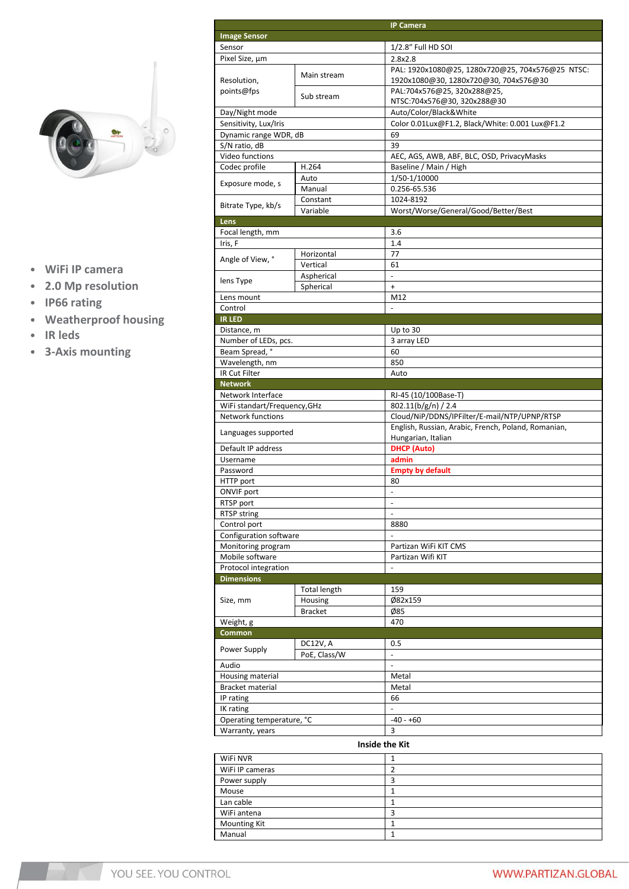- WiFi IP camera
- 2.0 Mp resolution
- IP66 rating
- Weatherproof housing
- IR leds
- 3-Axis mounting

| IP Camera | | |
|---|---|---|
| **Image Sensor** | | |
| Sensor | | 1/2.8" Full HD SOI |
| Pixel Size, µm | | 2.8x2.8 |
| Resolution, points@fps | Main stream | PAL: 1920x1080@25, 1280x720@25, 704x576@25 NTSC: 1920x1080@30, 1280x720@30, 704x576@30 |
| | Sub stream | PAL:704x576@25, 320x288@25, NTSC:704x576@30, 320x288@30 |
| Day/Night mode | | Auto/Color/Black&White |
| Sensitivity, Lux/Iris | | Color 0.01Lux@F1.2, Black/White: 0.001 Lux@F1.2 |
| Dynamic range WDR, dB | | 69 |
| S/N ratio, dB | | 39 |
| Video functions | | AEC, AGS, AWB, ABF, BLC, OSD, PrivacyMasks |
| Codec profile | H.264 | Baseline / Main / High |
| Exposure mode, s | Auto | 1/50-1/10000 |
| | Manual | 0.256-65.536 |
| Bitrate Type, kb/s | Constant | 1024-8192 |
| | Variable | Worst/Worse/General/Good/Better/Best |
| **Lens** | | |
| Focal length, mm | | 3.6 |
| Iris, F | | 1.4 |
| Angle of View, ° | Horizontal | 77 |
| | Vertical | 61 |
| lens Type | Aspherical | - |
| | Spherical | + |
| Lens mount | | M12 |
| Control | | - |
| **IR LED** | | |
| Distance, m | | Up to 30 |
| Number of LEDs, pcs. | | 3 array LED |
| Beam Spread, ° | | 60 |
| Wavelength, nm | | 850 |
| IR Cut Filter | | Auto |
| **Network** | | |
| Network Interface | | RJ-45 (10/100Base-T) |
| WiFi standart/Frequency,GHz | | 802.11(b/g/n) / 2.4 |
| Network functions | | Cloud/NiP/DDNS/IPFilter/E-mail/NTP/UPNP/RTSP |
| Languages supported | | English, Russian, Arabic, French, Poland, Romanian, Hungarian, Italian |
| Default IP address | | **DHCP (Auto)** |
| Username | | **admin** |
| Password | | **Empty by default** |
| HTTP port | | 80 |
| ONVIF port | | - |
| RTSP port | | - |
| RTSP string | | - |
| Control port | | 8880 |
| Configuration software | | - |
| Monitoring program | | Partizan WiFi KIT CMS |
| Mobile software | | Partizan Wifi KIT |
| Protocol integration | | - |
| **Dimensions** | | |
| Size, mm | Total length | 159 |
| | Housing | Ø82x159 |
| | Bracket | Ø85 |
| Weight, g | | 470 |
| **Common** | | |
| Power Supply | DC12V, A | 0.5 |
| | PoE, Class/W | - |
| Audio | | - |
| Housing material | | Metal |
| Bracket material | | Metal |
| IP rating | | 66 |
| IK rating | | - |
| Operating temperature, °C | | -40 - +60 |
| Warranty, years | | 3 |

**Inside the Kit**

| | |
|---|---|
| WiFi NVR | 1 |
| WiFi IP cameras | 2 |
| Power supply | 3 |
| Mouse | 1 |
| Lan cable | 1 |
| WiFi antena | 3 |
| Mounting Kit | 1 |
| Manual | 1 |